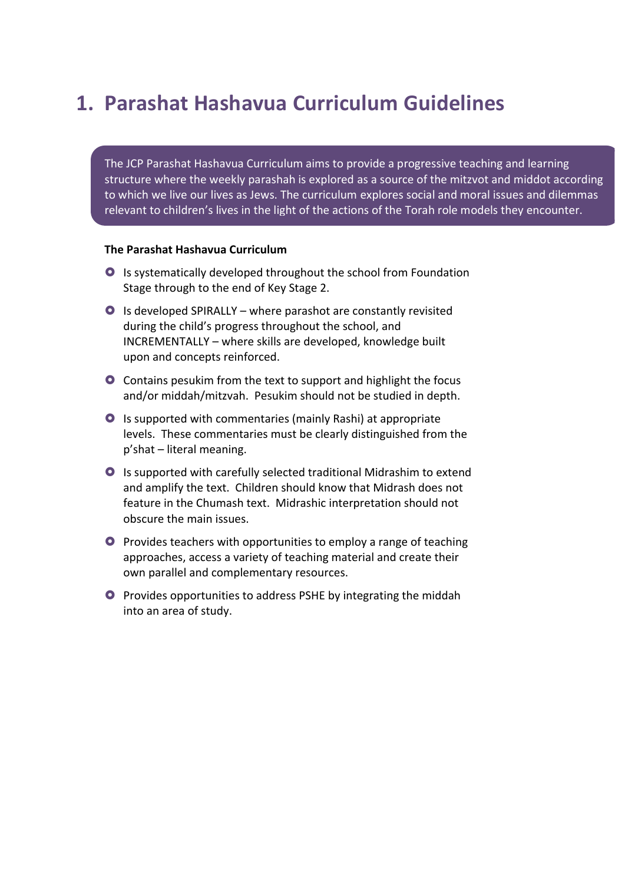# 1. Parashat Hashavua Curriculum Guidelines

The JCP Parashat Hashavua Curriculum aims to provide a progressive teaching and learning structure where the weekly parashah is explored as a source of the mitzvot and middot according to which we live our lives as Jews. The curriculum explores social and moral issues and dilemmas relevant to children's lives in the light of the actions of the Torah role models they encounter.

**The Parashat Hashavua Curriculum**

- Is systematically developed throughout the school from Foundation Stage through to the end of Key Stage 2.
- Is developed SPIRALLY – where parashot are constantly revisited during the child's progress throughout the school, and INCREMENTALLY – where skills are developed, knowledge built upon and concepts reinforced.
- Contains pesukim from the text to support and highlight the focus and/or middah/mitzvah. Pesukim should not be studied in depth.
- Is supported with commentaries (mainly Rashi) at appropriate levels. These commentaries must be clearly distinguished from the p'shat – literal meaning.
- Is supported with carefully selected traditional Midrashim to extend and amplify the text. Children should know that Midrash does not feature in the Chumash text. Midrashic interpretation should not obscure the main issues.
- Provides teachers with opportunities to employ a range of teaching approaches, access a variety of teaching material and create their own parallel and complementary resources.
- Provides opportunities to address PSHE by integrating the middah into an area of study.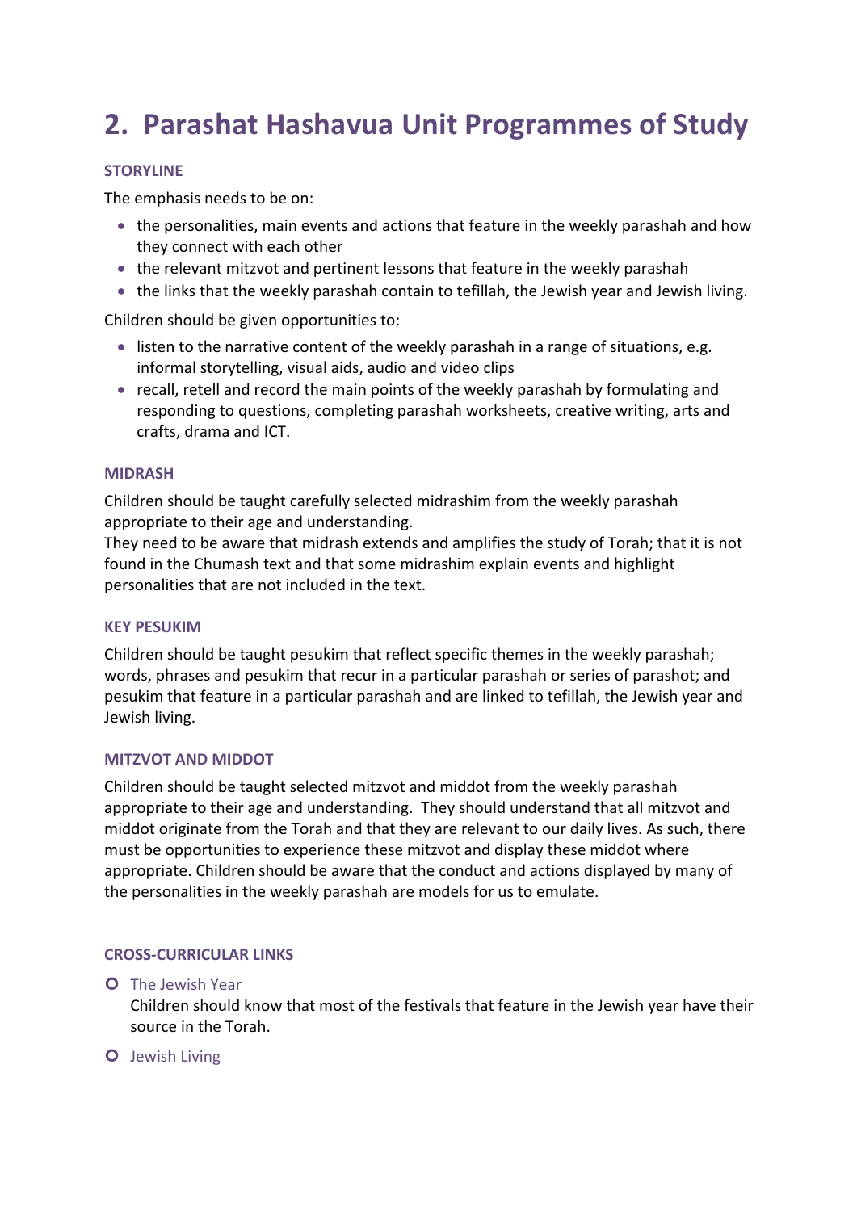# 2. Parashat Hashavua Unit Programmes of Study

### STORYLINE

The emphasis needs to be on:

- the personalities, main events and actions that feature in the weekly parashah and how they connect with each other
- the relevant mitzvot and pertinent lessons that feature in the weekly parashah
- the links that the weekly parashah contain to tefillah, the Jewish year and Jewish living.

Children should be given opportunities to:

- listen to the narrative content of the weekly parashah in a range of situations, e.g. informal storytelling, visual aids, audio and video clips
- recall, retell and record the main points of the weekly parashah by formulating and responding to questions, completing parashah worksheets, creative writing, arts and crafts, drama and ICT.

### MIDRASH

Children should be taught carefully selected midrashim from the weekly parashah appropriate to their age and understanding.
They need to be aware that midrash extends and amplifies the study of Torah; that it is not found in the Chumash text and that some midrashim explain events and highlight personalities that are not included in the text.

### KEY PESUKIM

Children should be taught pesukim that reflect specific themes in the weekly parashah; words, phrases and pesukim that recur in a particular parashah or series of parashot; and pesukim that feature in a particular parashah and are linked to tefillah, the Jewish year and Jewish living.

### MITZVOT AND MIDDOT

Children should be taught selected mitzvot and middot from the weekly parashah appropriate to their age and understanding. They should understand that all mitzvot and middot originate from the Torah and that they are relevant to our daily lives. As such, there must be opportunities to experience these mitzvot and display these middot where appropriate. Children should be aware that the conduct and actions displayed by many of the personalities in the weekly parashah are models for us to emulate.

### CROSS-CURRICULAR LINKS

- The Jewish Year
  Children should know that most of the festivals that feature in the Jewish year have their source in the Torah.
- Jewish Living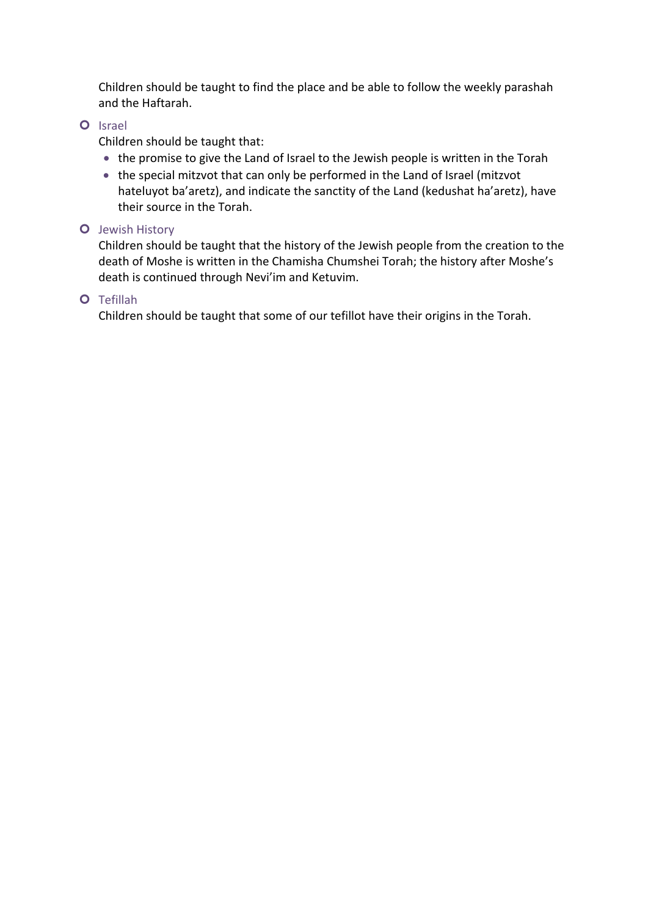Children should be taught to find the place and be able to follow the weekly parashah and the Haftarah.

- Israel

  Children should be taught that:

  - the promise to give the Land of Israel to the Jewish people is written in the Torah
  - the special mitzvot that can only be performed in the Land of Israel (mitzvot hateluyot ba'aretz), and indicate the sanctity of the Land (kedushat ha'aretz), have their source in the Torah.

- Jewish History

  Children should be taught that the history of the Jewish people from the creation to the death of Moshe is written in the Chamisha Chumshei Torah; the history after Moshe's death is continued through Nevi'im and Ketuvim.

- Tefillah

  Children should be taught that some of our tefillot have their origins in the Torah.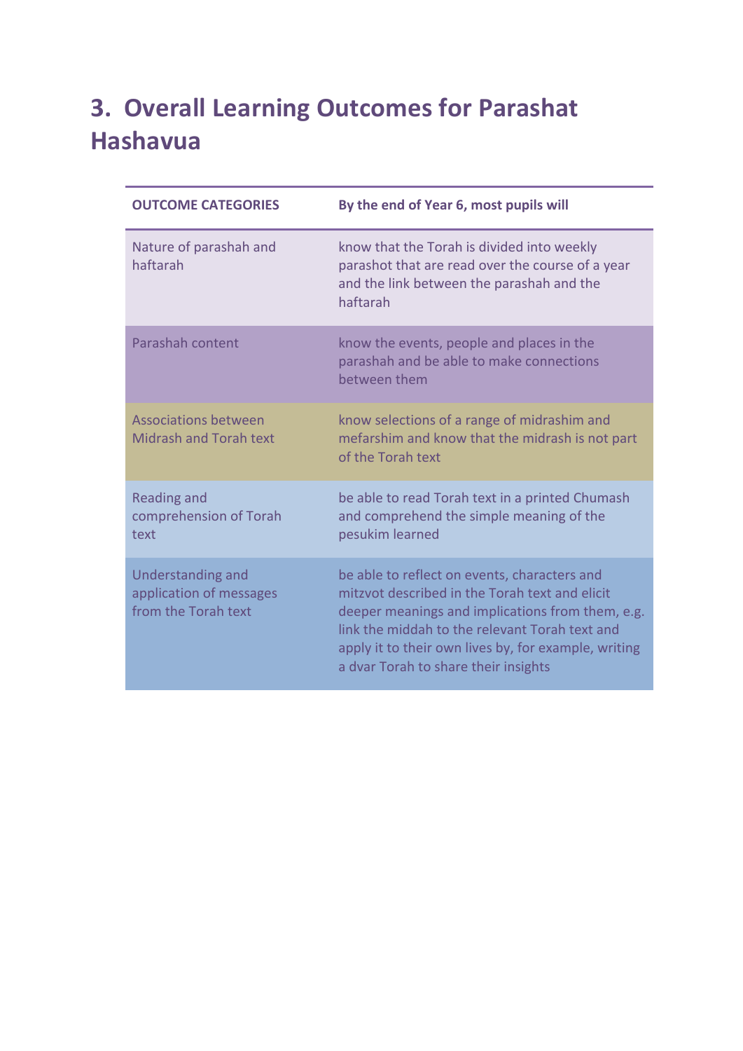## 3. Overall Learning Outcomes for Parashat Hashavua

| OUTCOME CATEGORIES | By the end of Year 6, most pupils will |
| --- | --- |
| Nature of parashah and haftarah | know that the Torah is divided into weekly parashot that are read over the course of a year and the link between the parashah and the haftarah |
| Parashah content | know the events, people and places in the parashah and be able to make connections between them |
| Associations between Midrash and Torah text | know selections of a range of midrashim and mefarshim and know that the midrash is not part of the Torah text |
| Reading and comprehension of Torah text | be able to read Torah text in a printed Chumash and comprehend the simple meaning of the pesukim learned |
| Understanding and application of messages from the Torah text | be able to reflect on events, characters and mitzvot described in the Torah text and elicit deeper meanings and implications from them, e.g. link the middah to the relevant Torah text and apply it to their own lives by, for example, writing a dvar Torah to share their insights |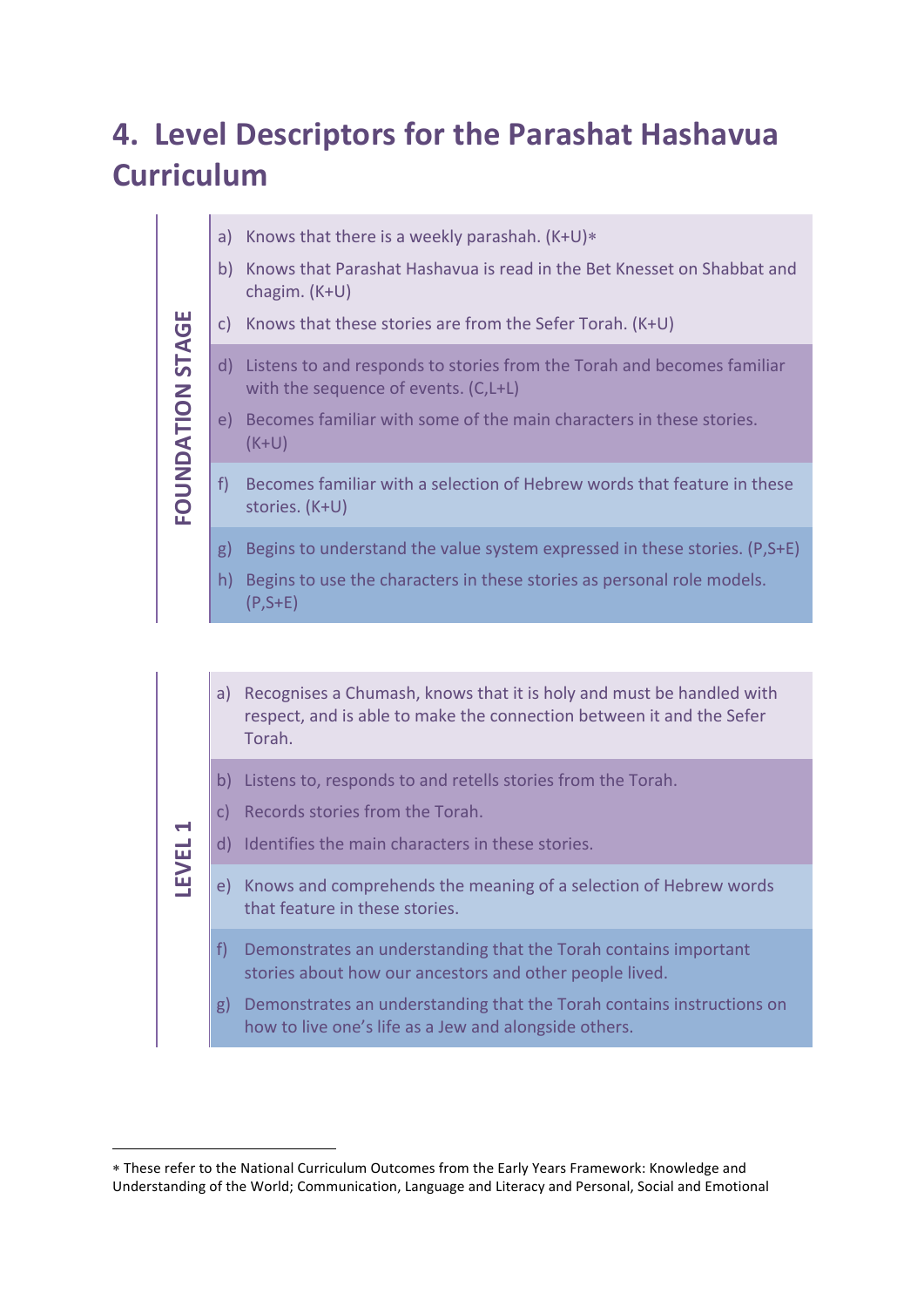## 4. Level Descriptors for the Parashat Hashavua Curriculum

### FOUNDATION STAGE

a) Knows that there is a weekly parashah. (K+U)*

b) Knows that Parashat Hashavua is read in the Bet Knesset on Shabbat and chagim. (K+U)

c) Knows that these stories are from the Sefer Torah. (K+U)

d) Listens to and responds to stories from the Torah and becomes familiar with the sequence of events. (C,L+L)

e) Becomes familiar with some of the main characters in these stories. (K+U)

f) Becomes familiar with a selection of Hebrew words that feature in these stories. (K+U)

g) Begins to understand the value system expressed in these stories. (P,S+E)

h) Begins to use the characters in these stories as personal role models. (P,S+E)

### LEVEL 1

a) Recognises a Chumash, knows that it is holy and must be handled with respect, and is able to make the connection between it and the Sefer Torah.

b) Listens to, responds to and retells stories from the Torah.

c) Records stories from the Torah.

d) Identifies the main characters in these stories.

e) Knows and comprehends the meaning of a selection of Hebrew words that feature in these stories.

f) Demonstrates an understanding that the Torah contains important stories about how our ancestors and other people lived.

g) Demonstrates an understanding that the Torah contains instructions on how to live one's life as a Jew and alongside others.

---

* These refer to the National Curriculum Outcomes from the Early Years Framework: Knowledge and Understanding of the World; Communication, Language and Literacy and Personal, Social and Emotional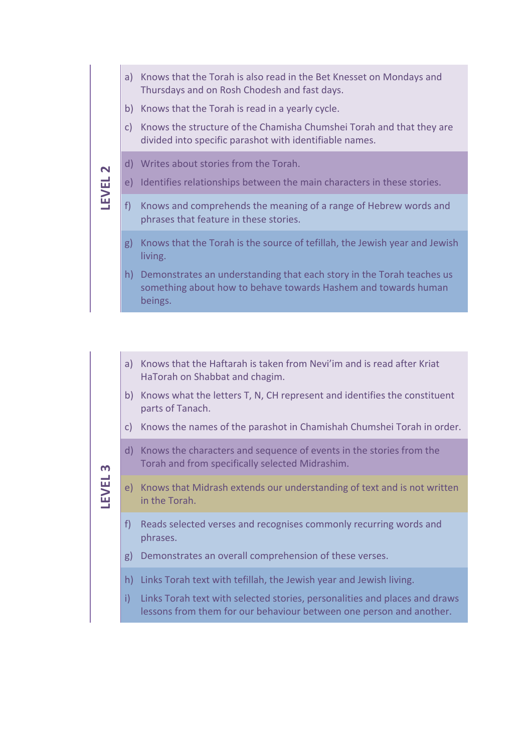## LEVEL 2

a) Knows that the Torah is also read in the Bet Knesset on Mondays and Thursdays and on Rosh Chodesh and fast days.

b) Knows that the Torah is read in a yearly cycle.

c) Knows the structure of the Chamisha Chumshei Torah and that they are divided into specific parashot with identifiable names.

d) Writes about stories from the Torah.

e) Identifies relationships between the main characters in these stories.

f) Knows and comprehends the meaning of a range of Hebrew words and phrases that feature in these stories.

g) Knows that the Torah is the source of tefillah, the Jewish year and Jewish living.

h) Demonstrates an understanding that each story in the Torah teaches us something about how to behave towards Hashem and towards human beings.

## LEVEL 3

a) Knows that the Haftarah is taken from Nevi'im and is read after Kriat HaTorah on Shabbat and chagim.

b) Knows what the letters T, N, CH represent and identifies the constituent parts of Tanach.

c) Knows the names of the parashot in Chamishah Chumshei Torah in order.

d) Knows the characters and sequence of events in the stories from the Torah and from specifically selected Midrashim.

e) Knows that Midrash extends our understanding of text and is not written in the Torah.

f) Reads selected verses and recognises commonly recurring words and phrases.

g) Demonstrates an overall comprehension of these verses.

h) Links Torah text with tefillah, the Jewish year and Jewish living.

i) Links Torah text with selected stories, personalities and places and draws lessons from them for our behaviour between one person and another.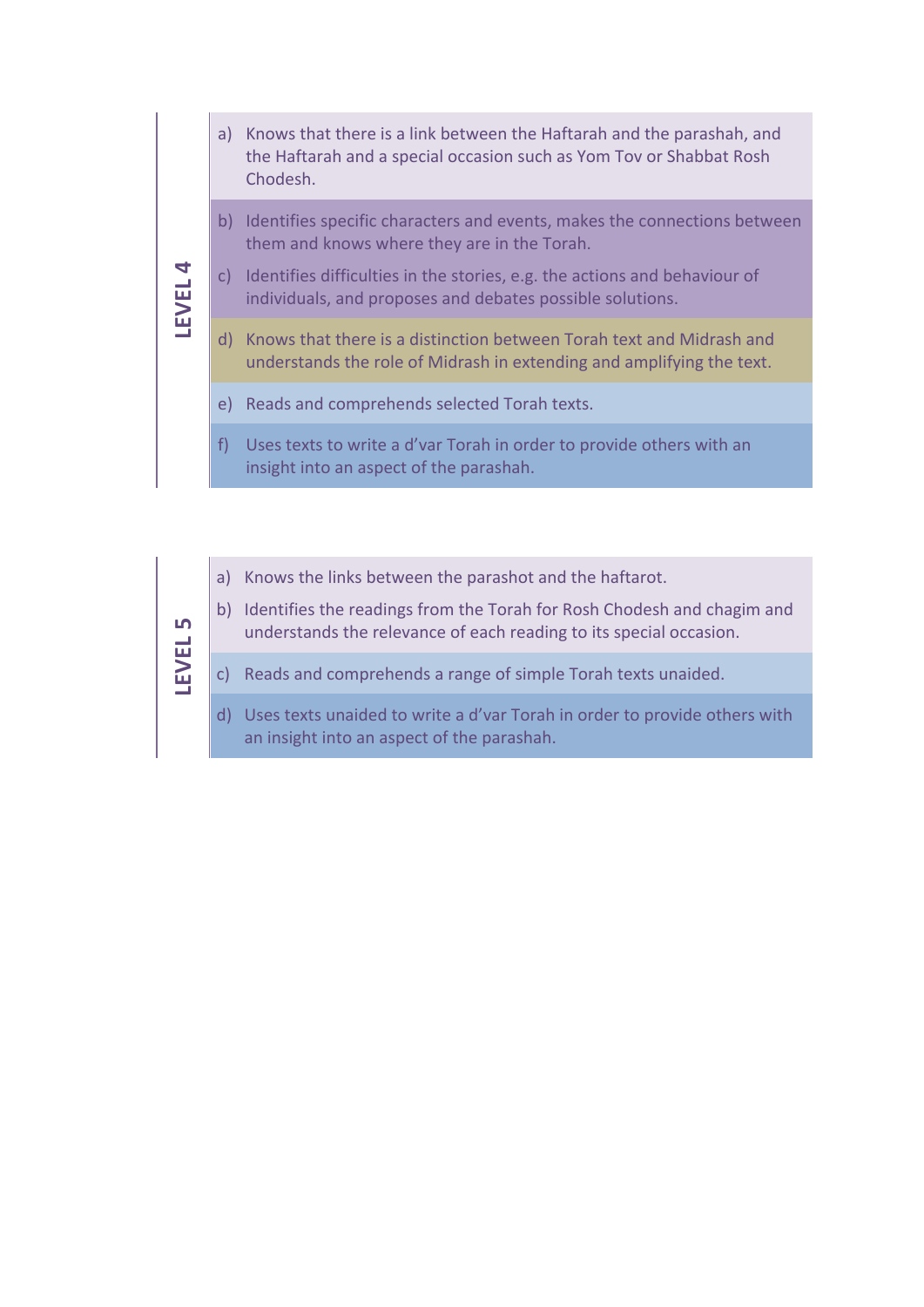## LEVEL 4

a) Knows that there is a link between the Haftarah and the parashah, and the Haftarah and a special occasion such as Yom Tov or Shabbat Rosh Chodesh.

b) Identifies specific characters and events, makes the connections between them and knows where they are in the Torah.

c) Identifies difficulties in the stories, e.g. the actions and behaviour of individuals, and proposes and debates possible solutions.

d) Knows that there is a distinction between Torah text and Midrash and understands the role of Midrash in extending and amplifying the text.

e) Reads and comprehends selected Torah texts.

f) Uses texts to write a d'var Torah in order to provide others with an insight into an aspect of the parashah.

## LEVEL 5

a) Knows the links between the parashot and the haftarot.

b) Identifies the readings from the Torah for Rosh Chodesh and chagim and understands the relevance of each reading to its special occasion.

c) Reads and comprehends a range of simple Torah texts unaided.

d) Uses texts unaided to write a d'var Torah in order to provide others with an insight into an aspect of the parashah.